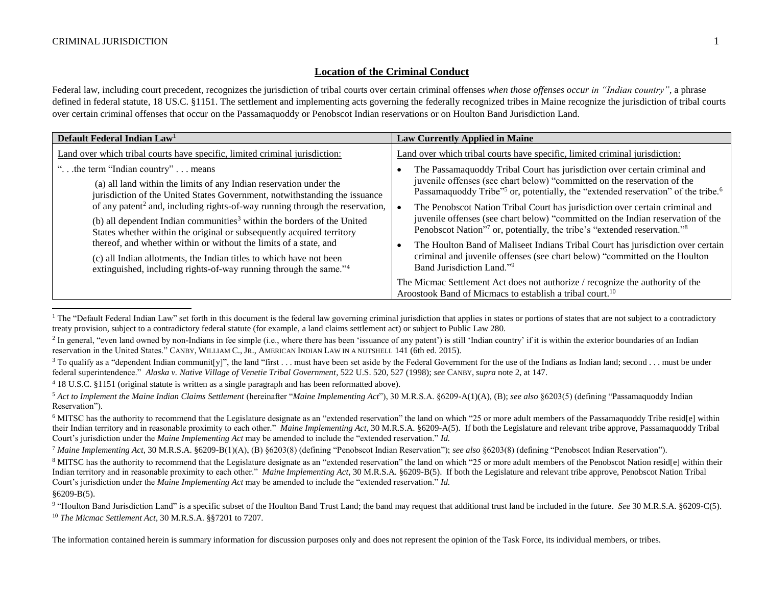## Location of the Criminal Conduct

Federal law, including court precedent, recognizes the jurisdiction of tribal courts over certain criminal offenses *when those offenses occur in "Indian country"*, a phrase defined in federal statute, 18 US.C. §1151. The settlement and implementing acts governing the federally recognized tribes in Maine recognize the jurisdiction of tribal courts over certain criminal offenses that occur on the Passamaquoddy or Penobscot Indian reservations or on Houlton Band Jurisdiction Land.

| **Default Federal Indian Law**[1] | **Law Currently Applied in Maine** |
|---|---|
| Land over which tribal courts have specific, limited criminal jurisdiction:<br><br>". . .the term "Indian country" . . . means<br><br>(a) all land within the limits of any Indian reservation under the jurisdiction of the United States Government, notwithstanding the issuance of any patent[2] and, including rights-of-way running through the reservation,<br><br>(b) all dependent Indian communities[3] within the borders of the United States whether within the original or subsequently acquired territory thereof, and whether within or without the limits of a state, and<br><br>(c) all Indian allotments, the Indian titles to which have not been extinguished, including rights-of-way running through the same."[4] | Land over which tribal courts have specific, limited criminal jurisdiction:<br><br>• The Passamaquoddy Tribal Court has jurisdiction over certain criminal and juvenile offenses (see chart below) "committed on the reservation of the Passamaquoddy Tribe"[5] or, potentially, the "extended reservation" of the tribe.[6]<br><br>• The Penobscot Nation Tribal Court has jurisdiction over certain criminal and juvenile offenses (see chart below) "committed on the Indian reservation of the Penobscot Nation"[7] or, potentially, the tribe's "extended reservation."[8]<br><br>• The Houlton Band of Maliseet Indians Tribal Court has jurisdiction over certain criminal and juvenile offenses (see chart below) "committed on the Houlton Band Jurisdiction Land."[9]<br><br>The Micmac Settlement Act does not authorize / recognize the authority of the Aroostook Band of Micmacs to establish a tribal court.[10] |

[1] The "Default Federal Indian Law" set forth in this document is the federal law governing criminal jurisdiction that applies in states or portions of states that are not subject to a contradictory treaty provision, subject to a contradictory federal statute (for example, a land claims settlement act) or subject to Public Law 280.

[2] In general, "even land owned by non-Indians in fee simple (i.e., where there has been 'issuance of any patent') is still 'Indian country' if it is within the exterior boundaries of an Indian reservation in the United States." CANBY, WILLIAM C., JR., AMERICAN INDIAN LAW IN A NUTSHELL 141 (6th ed. 2015).

[3] To qualify as a "dependent Indian communit[y]", the land "first . . . must have been set aside by the Federal Government for the use of the Indians as Indian land; second . . . must be under federal superintendence." *Alaska v. Native Village of Venetie Tribal Government*, 522 U.S. 520, 527 (1998); *see* CANBY, *supra* note 2, at 147.

[4] 18 U.S.C. §1151 (original statute is written as a single paragraph and has been reformatted above).

[5] *Act to Implement the Maine Indian Claims Settlement* (hereinafter "*Maine Implementing Act*"), 30 M.R.S.A. §6209-A(1)(A), (B); *see also* §6203(5) (defining "Passamaquoddy Indian Reservation").

[6] MITSC has the authority to recommend that the Legislature designate as an "extended reservation" the land on which "25 or more adult members of the Passamaquoddy Tribe resid[e] within their Indian territory and in reasonable proximity to each other." *Maine Implementing Act,* 30 M.R.S.A. §6209-A(5). If both the Legislature and relevant tribe approve, Passamaquoddy Tribal Court's jurisdiction under the *Maine Implementing Act* may be amended to include the "extended reservation." *Id.*

[7] *Maine Implementing Act*, 30 M.R.S.A. §6209-B(1)(A), (B) §6203(8) (defining "Penobscot Indian Reservation"); *see also* §6203(8) (defining "Penobscot Indian Reservation").

[8] MITSC has the authority to recommend that the Legislature designate as an "extended reservation" the land on which "25 or more adult members of the Penobscot Nation resid[e] within their Indian territory and in reasonable proximity to each other." *Maine Implementing Act,* 30 M.R.S.A. §6209-B(5). If both the Legislature and relevant tribe approve, Penobscot Nation Tribal Court's jurisdiction under the *Maine Implementing Act* may be amended to include the "extended reservation." *Id.* §6209-B(5).

[9] "Houlton Band Jurisdiction Land" is a specific subset of the Houlton Band Trust Land; the band may request that additional trust land be included in the future. *See* 30 M.R.S.A. §6209-C(5).

[10] *The Micmac Settlement Act*, 30 M.R.S.A. §§7201 to 7207.

The information contained herein is summary information for discussion purposes only and does not represent the opinion of the Task Force, its individual members, or tribes.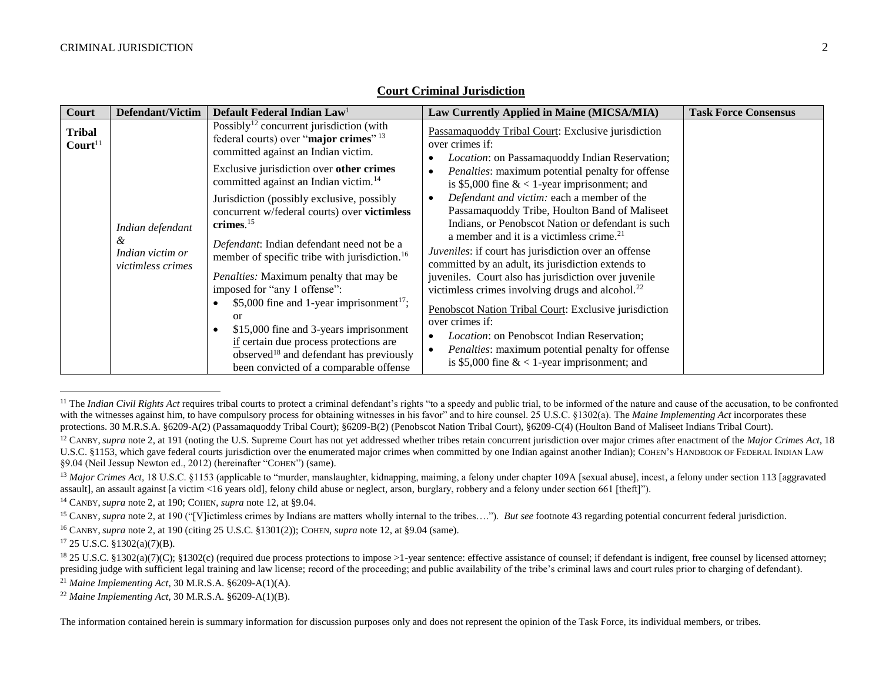## Court Criminal Jurisdiction

| Court | Defendant/Victim | Default Federal Indian Law[1] | Law Currently Applied in Maine (MICSA/MIA) | Task Force Consensus |
|---|---|---|---|---|
| **Tribal Court**[11] | *Indian defendant & Indian victim or victimless crimes* | Possibly[12] concurrent jurisdiction (with federal courts) over "**major crimes**"[13] committed against an Indian victim.<br><br>Exclusive jurisdiction over **other crimes** committed against an Indian victim.[14]<br><br>Jurisdiction (possibly exclusive, possibly concurrent w/federal courts) over **victimless crimes**.[15]<br><br>*Defendant*: Indian defendant need not be a member of specific tribe with jurisdiction.[16]<br><br>*Penalties:* Maximum penalty that may be imposed for "any 1 offense":<br>• $5,000 fine and 1-year imprisonment[17]; or<br>• $15,000 fine and 3-years imprisonment if certain due process protections are observed[18] and defendant has previously been convicted of a comparable offense | Passamaquoddy Tribal Court: Exclusive jurisdiction over crimes if:<br>• *Location*: on Passamaquoddy Indian Reservation;<br>• *Penalties*: maximum potential penalty for offense is $5,000 fine & < 1-year imprisonment; and<br>• *Defendant and victim:* each a member of the Passamaquoddy Tribe, Houlton Band of Maliseet Indians, or Penobscot Nation or defendant is such a member and it is a victimless crime.[21]<br><br>*Juveniles*: if court has jurisdiction over an offense committed by an adult, its jurisdiction extends to juveniles. Court also has jurisdiction over juvenile victimless crimes involving drugs and alcohol.[22]<br><br>Penobscot Nation Tribal Court: Exclusive jurisdiction over crimes if:<br>• *Location*: on Penobscot Indian Reservation;<br>• *Penalties*: maximum potential penalty for offense is $5,000 fine & < 1-year imprisonment; and | |

[11] The *Indian Civil Rights Act* requires tribal courts to protect a criminal defendant's rights "to a speedy and public trial, to be informed of the nature and cause of the accusation, to be confronted with the witnesses against him, to have compulsory process for obtaining witnesses in his favor" and to hire counsel. 25 U.S.C. §1302(a). The *Maine Implementing Act* incorporates these protections. 30 M.R.S.A. §6209-A(2) (Passamaquoddy Tribal Court); §6209-B(2) (Penobscot Nation Tribal Court), §6209-C(4) (Houlton Band of Maliseet Indians Tribal Court).

[12] CANBY, *supra* note 2, at 191 (noting the U.S. Supreme Court has not yet addressed whether tribes retain concurrent jurisdiction over major crimes after enactment of the *Major Crimes Act*, 18 U.S.C. §1153, which gave federal courts jurisdiction over the enumerated major crimes when committed by one Indian against another Indian); COHEN'S HANDBOOK OF FEDERAL INDIAN LAW §9.04 (Neil Jessup Newton ed., 2012) (hereinafter "COHEN") (same).

[13] *Major Crimes Act*, 18 U.S.C. §1153 (applicable to "murder, manslaughter, kidnapping, maiming, a felony under chapter 109A [sexual abuse], incest, a felony under section 113 [aggravated assault], an assault against [a victim <16 years old], felony child abuse or neglect, arson, burglary, robbery and a felony under section 661 [theft]").

[14] CANBY, *supra* note 2, at 190; COHEN, *supra* note 12, at §9.04.

[15] CANBY, *supra* note 2, at 190 ("[V]ictimless crimes by Indians are matters wholly internal to the tribes…."). *But see* footnote 43 regarding potential concurrent federal jurisdiction.

[16] CANBY, *supra* note 2, at 190 (citing 25 U.S.C. §1301(2)); COHEN, *supra* note 12, at §9.04 (same).

[17] 25 U.S.C. §1302(a)(7)(B).

[18] 25 U.S.C. §1302(a)(7)(C); §1302(c) (required due process protections to impose >1-year sentence: effective assistance of counsel; if defendant is indigent, free counsel by licensed attorney; presiding judge with sufficient legal training and law license; record of the proceeding; and public availability of the tribe's criminal laws and court rules prior to charging of defendant).

[21] *Maine Implementing Act*, 30 M.R.S.A. §6209-A(1)(A).

[22] *Maine Implementing Act*, 30 M.R.S.A. §6209-A(1)(B).

The information contained herein is summary information for discussion purposes only and does not represent the opinion of the Task Force, its individual members, or tribes.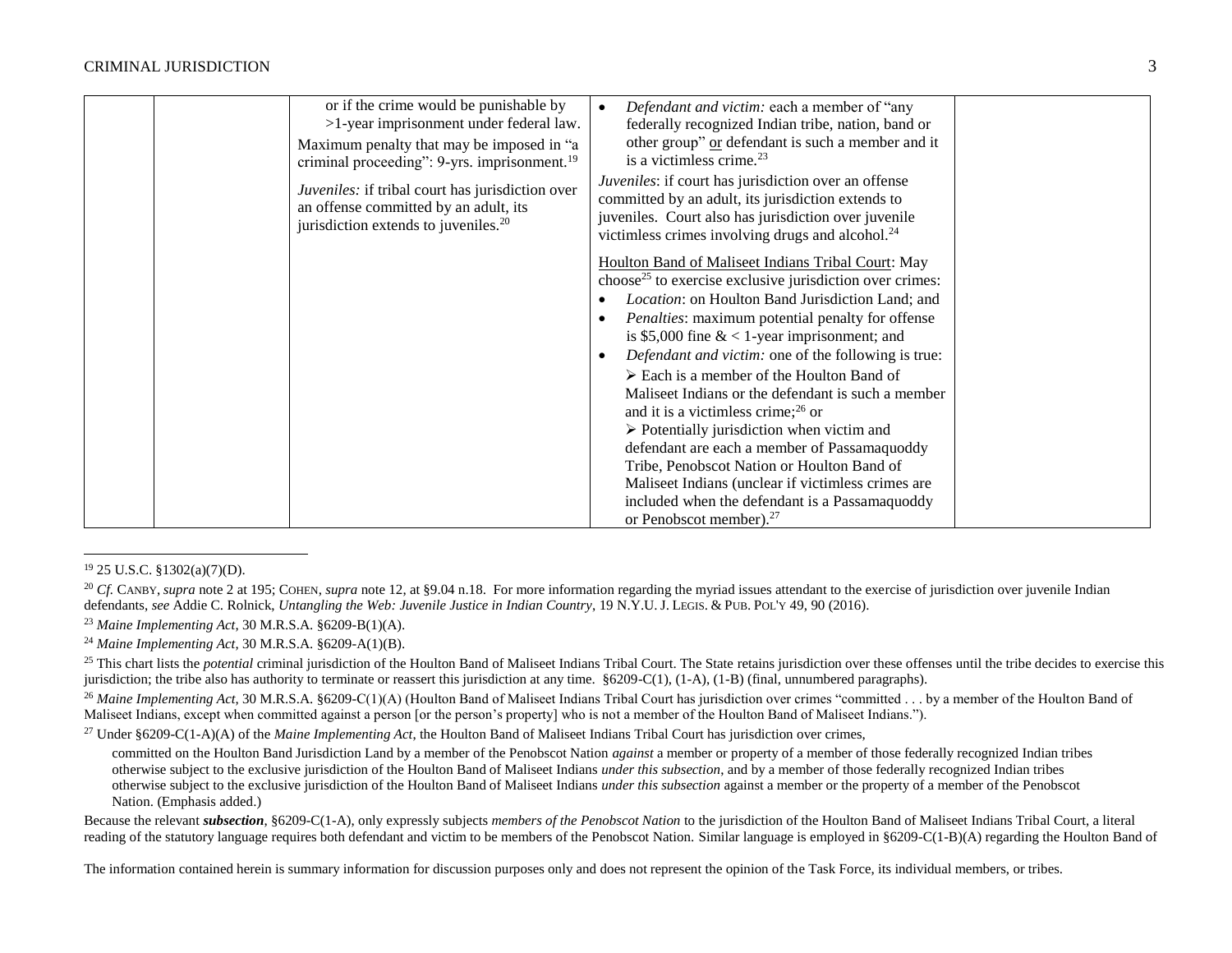| | | | | |
|---|---|---|---|---|
| | | or if the crime would be punishable by >1-year imprisonment under federal law.<br>Maximum penalty that may be imposed in "a criminal proceeding": 9-yrs. imprisonment.[19]<br>*Juveniles:* if tribal court has jurisdiction over an offense committed by an adult, its jurisdiction extends to juveniles.[20] | • *Defendant and victim:* each a member of "any federally recognized Indian tribe, nation, band or other group" or defendant is such a member and it is a victimless crime.[23]<br>*Juveniles*: if court has jurisdiction over an offense committed by an adult, its jurisdiction extends to juveniles. Court also has jurisdiction over juvenile victimless crimes involving drugs and alcohol.[24]<br><br>Houlton Band of Maliseet Indians Tribal Court: May choose[25] to exercise exclusive jurisdiction over crimes:<br>• *Location*: on Houlton Band Jurisdiction Land; and<br>• *Penalties*: maximum potential penalty for offense is \$5,000 fine & < 1-year imprisonment; and<br>• *Defendant and victim:* one of the following is true:<br>➢ Each is a member of the Houlton Band of Maliseet Indians or the defendant is such a member and it is a victimless crime;[26] or<br>➢ Potentially jurisdiction when victim and defendant are each a member of Passamaquoddy Tribe, Penobscot Nation or Houlton Band of Maliseet Indians (unclear if victimless crimes are included when the defendant is a Passamaquoddy or Penobscot member).[27] | |

[19] 25 U.S.C. §1302(a)(7)(D).

[20] *Cf.* CANBY, *supra* note 2 at 195; COHEN, *supra* note 12, at §9.04 n.18. For more information regarding the myriad issues attendant to the exercise of jurisdiction over juvenile Indian defendants, *see* Addie C. Rolnick, *Untangling the Web: Juvenile Justice in Indian Country*, 19 N.Y.U. J. LEGIS. & PUB. POL'Y 49, 90 (2016).

[23] *Maine Implementing Act*, 30 M.R.S.A. §6209-B(1)(A).

[24] *Maine Implementing Act*, 30 M.R.S.A. §6209-A(1)(B).

[25] This chart lists the *potential* criminal jurisdiction of the Houlton Band of Maliseet Indians Tribal Court. The State retains jurisdiction over these offenses until the tribe decides to exercise this jurisdiction; the tribe also has authority to terminate or reassert this jurisdiction at any time. §6209-C(1), (1-A), (1-B) (final, unnumbered paragraphs).

[26] *Maine Implementing Act*, 30 M.R.S.A. §6209-C(1)(A) (Houlton Band of Maliseet Indians Tribal Court has jurisdiction over crimes "committed . . . by a member of the Houlton Band of Maliseet Indians, except when committed against a person [or the person's property] who is not a member of the Houlton Band of Maliseet Indians.").

[27] Under §6209-C(1-A)(A) of the *Maine Implementing Act*, the Houlton Band of Maliseet Indians Tribal Court has jurisdiction over crimes,

> committed on the Houlton Band Jurisdiction Land by a member of the Penobscot Nation *against* a member or property of a member of those federally recognized Indian tribes otherwise subject to the exclusive jurisdiction of the Houlton Band of Maliseet Indians *under this subsection*, and by a member of those federally recognized Indian tribes otherwise subject to the exclusive jurisdiction of the Houlton Band of Maliseet Indians *under this subsection* against a member or the property of a member of the Penobscot Nation. (Emphasis added.)

Because the relevant ***subsection***, §6209-C(1-A), only expressly subjects *members of the Penobscot Nation* to the jurisdiction of the Houlton Band of Maliseet Indians Tribal Court, a literal reading of the statutory language requires both defendant and victim to be members of the Penobscot Nation. Similar language is employed in §6209-C(1-B)(A) regarding the Houlton Band of

The information contained herein is summary information for discussion purposes only and does not represent the opinion of the Task Force, its individual members, or tribes.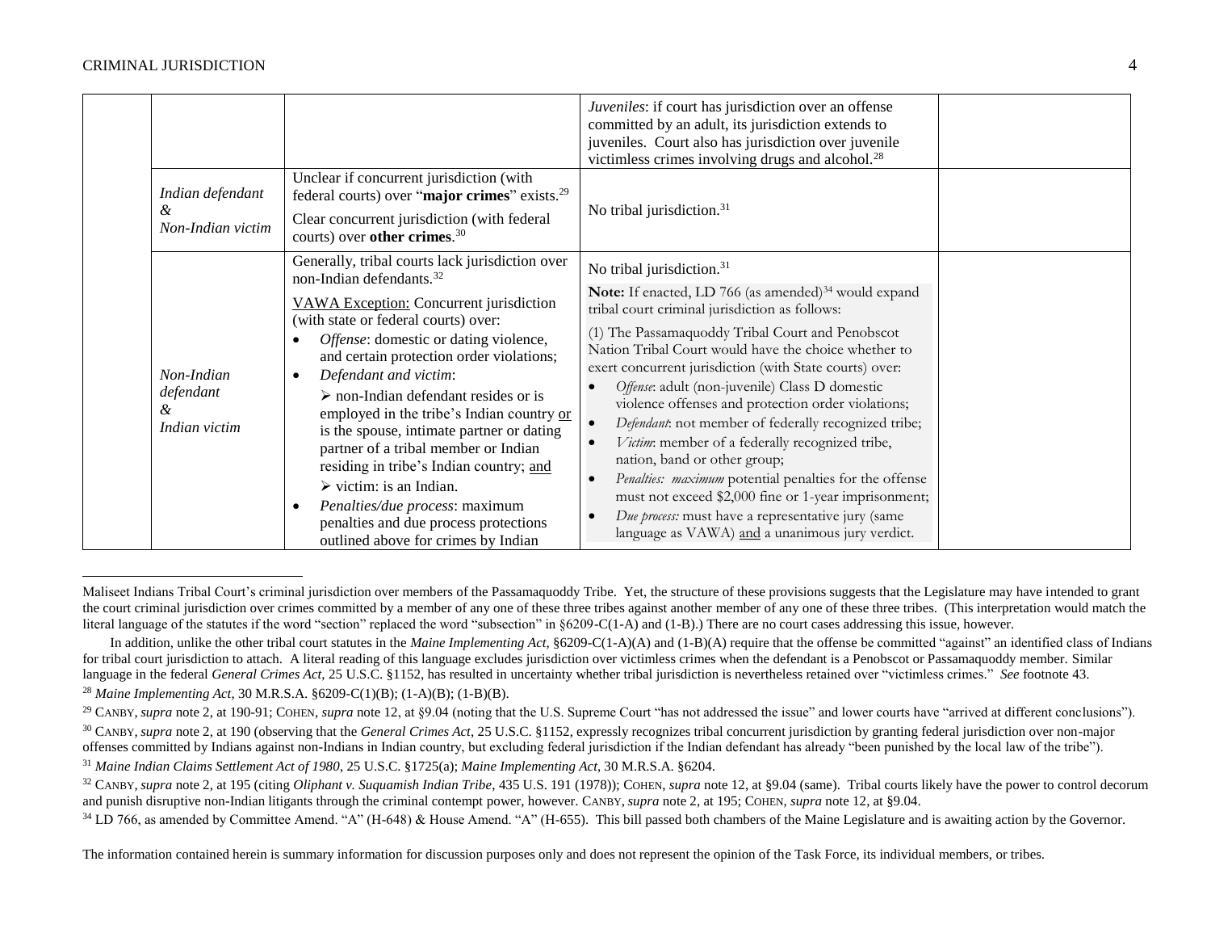| | | | | |
|---|---|---|---|---|
| | | | *Juveniles*: if court has jurisdiction over an offense committed by an adult, its jurisdiction extends to juveniles. Court also has jurisdiction over juvenile victimless crimes involving drugs and alcohol.[28] | |
| | *Indian defendant & Non-Indian victim* | Unclear if concurrent jurisdiction (with federal courts) over "**major crimes**" exists.[29]<br><br>Clear concurrent jurisdiction (with federal courts) over **other crimes**.[30] | No tribal jurisdiction.[31] | |
| | *Non-Indian defendant & Indian victim* | Generally, tribal courts lack jurisdiction over non-Indian defendants.[32]<br><br>VAWA Exception: Concurrent jurisdiction (with state or federal courts) over:<br>• *Offense*: domestic or dating violence, and certain protection order violations;<br>• *Defendant and victim*:<br>➢ non-Indian defendant resides or is employed in the tribe's Indian country or is the spouse, intimate partner or dating partner of a tribal member or Indian residing in tribe's Indian country; and<br>➢ victim: is an Indian.<br>• *Penalties/due process*: maximum penalties and due process protections outlined above for crimes by Indian | No tribal jurisdiction.[31]<br><br>**Note:** If enacted, LD 766 (as amended)[34] would expand tribal court criminal jurisdiction as follows:<br><br>(1) The Passamaquoddy Tribal Court and Penobscot Nation Tribal Court would have the choice whether to exert concurrent jurisdiction (with State courts) over:<br>• *Offense*: adult (non-juvenile) Class D domestic violence offenses and protection order violations;<br>• *Defendant*: not member of federally recognized tribe;<br>• *Victim*: member of a federally recognized tribe, nation, band or other group;<br>• *Penalties: maximum* potential penalties for the offense must not exceed $2,000 fine or 1-year imprisonment;<br>• *Due process:* must have a representative jury (same language as VAWA) and a unanimous jury verdict. | |

Maliseet Indians Tribal Court's criminal jurisdiction over members of the Passamaquoddy Tribe. Yet, the structure of these provisions suggests that the Legislature may have intended to grant the court criminal jurisdiction over crimes committed by a member of any one of these three tribes against another member of any one of these three tribes. (This interpretation would match the literal language of the statutes if the word "section" replaced the word "subsection" in §6209-C(1-A) and (1-B).) There are no court cases addressing this issue, however.

In addition, unlike the other tribal court statutes in the *Maine Implementing Act*, §6209-C(1-A)(A) and (1-B)(A) require that the offense be committed "against" an identified class of Indians for tribal court jurisdiction to attach. A literal reading of this language excludes jurisdiction over victimless crimes when the defendant is a Penobscot or Passamaquoddy member. Similar language in the federal *General Crimes Act*, 25 U.S.C. §1152, has resulted in uncertainty whether tribal jurisdiction is nevertheless retained over "victimless crimes." *See* footnote 43.

[28] *Maine Implementing Act*, 30 M.R.S.A. §6209-C(1)(B); (1-A)(B); (1-B)(B).

[29] CANBY, *supra* note 2, at 190-91; COHEN, *supra* note 12, at §9.04 (noting that the U.S. Supreme Court "has not addressed the issue" and lower courts have "arrived at different conclusions").

[30] CANBY, *supra* note 2, at 190 (observing that the *General Crimes Act*, 25 U.S.C. §1152, expressly recognizes tribal concurrent jurisdiction by granting federal jurisdiction over non-major offenses committed by Indians against non-Indians in Indian country, but excluding federal jurisdiction if the Indian defendant has already "been punished by the local law of the tribe").

[31] *Maine Indian Claims Settlement Act of 1980*, 25 U.S.C. §1725(a); *Maine Implementing Act*, 30 M.R.S.A. §6204.

[32] CANBY, *supra* note 2, at 195 (citing *Oliphant v. Suquamish Indian Tribe*, 435 U.S. 191 (1978)); COHEN, *supra* note 12, at §9.04 (same). Tribal courts likely have the power to control decorum and punish disruptive non-Indian litigants through the criminal contempt power, however. CANBY, *supra* note 2, at 195; COHEN, *supra* note 12, at §9.04.

[34] LD 766, as amended by Committee Amend. "A" (H-648) & House Amend. "A" (H-655). This bill passed both chambers of the Maine Legislature and is awaiting action by the Governor.

The information contained herein is summary information for discussion purposes only and does not represent the opinion of the Task Force, its individual members, or tribes.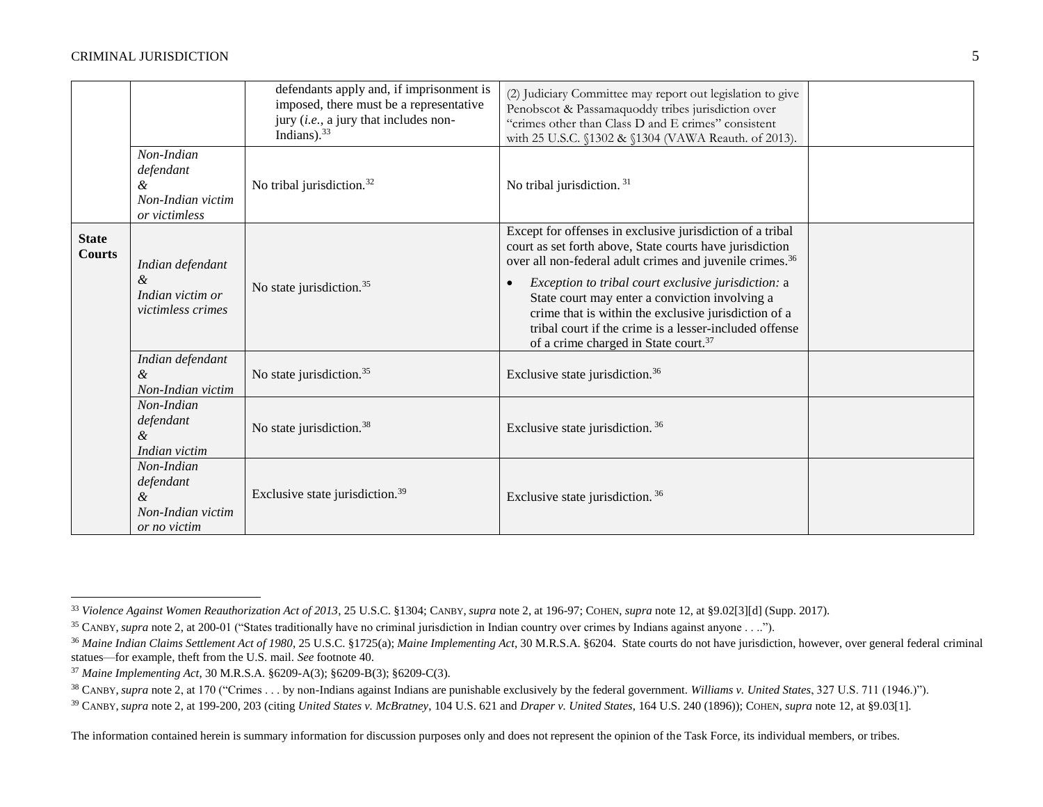| | | | | |
|---|---|---|---|---|
| | | defendants apply and, if imprisonment is imposed, there must be a representative jury (*i.e.*, a jury that includes non-Indians).[33] | (2) Judiciary Committee may report out legislation to give Penobscot & Passamaquoddy tribes jurisdiction over "crimes other than Class D and E crimes" consistent with 25 U.S.C. §1302 & §1304 (VAWA Reauth. of 2013). | |
| | *Non-Indian defendant & Non-Indian victim or victimless* | No tribal jurisdiction.[32] | No tribal jurisdiction.[31] | |
| **State Courts** | *Indian defendant & Indian victim or victimless crimes* | No state jurisdiction.[35] | Except for offenses in exclusive jurisdiction of a tribal court as set forth above, State courts have jurisdiction over all non-federal adult crimes and juvenile crimes.[36] <br>• *Exception to tribal court exclusive jurisdiction:* a State court may enter a conviction involving a crime that is within the exclusive jurisdiction of a tribal court if the crime is a lesser-included offense of a crime charged in State court.[37] | |
| | *Indian defendant & Non-Indian victim* | No state jurisdiction.[35] | Exclusive state jurisdiction.[36] | |
| | *Non-Indian defendant & Indian victim* | No state jurisdiction.[38] | Exclusive state jurisdiction.[36] | |
| | *Non-Indian defendant & Non-Indian victim or no victim* | Exclusive state jurisdiction.[39] | Exclusive state jurisdiction.[36] | |

---

[33] *Violence Against Women Reauthorization Act of 2013*, 25 U.S.C. §1304; CANBY, *supra* note 2, at 196-97; COHEN, *supra* note 12, at §9.02[3][d] (Supp. 2017).

[35] CANBY, *supra* note 2, at 200-01 ("States traditionally have no criminal jurisdiction in Indian country over crimes by Indians against anyone . . ..").

[36] *Maine Indian Claims Settlement Act of 1980*, 25 U.S.C. §1725(a); *Maine Implementing Act*, 30 M.R.S.A. §6204. State courts do not have jurisdiction, however, over general federal criminal statues—for example, theft from the U.S. mail. *See* footnote 40.

[37] *Maine Implementing Act*, 30 M.R.S.A. §6209-A(3); §6209-B(3); §6209-C(3).

[38] CANBY, *supra* note 2, at 170 ("Crimes . . . by non-Indians against Indians are punishable exclusively by the federal government. *Williams v. United States*, 327 U.S. 711 (1946.)").

[39] CANBY, *supra* note 2, at 199-200, 203 (citing *United States v. McBratney*, 104 U.S. 621 and *Draper v. United States*, 164 U.S. 240 (1896)); COHEN, *supra* note 12, at §9.03[1].

The information contained herein is summary information for discussion purposes only and does not represent the opinion of the Task Force, its individual members, or tribes.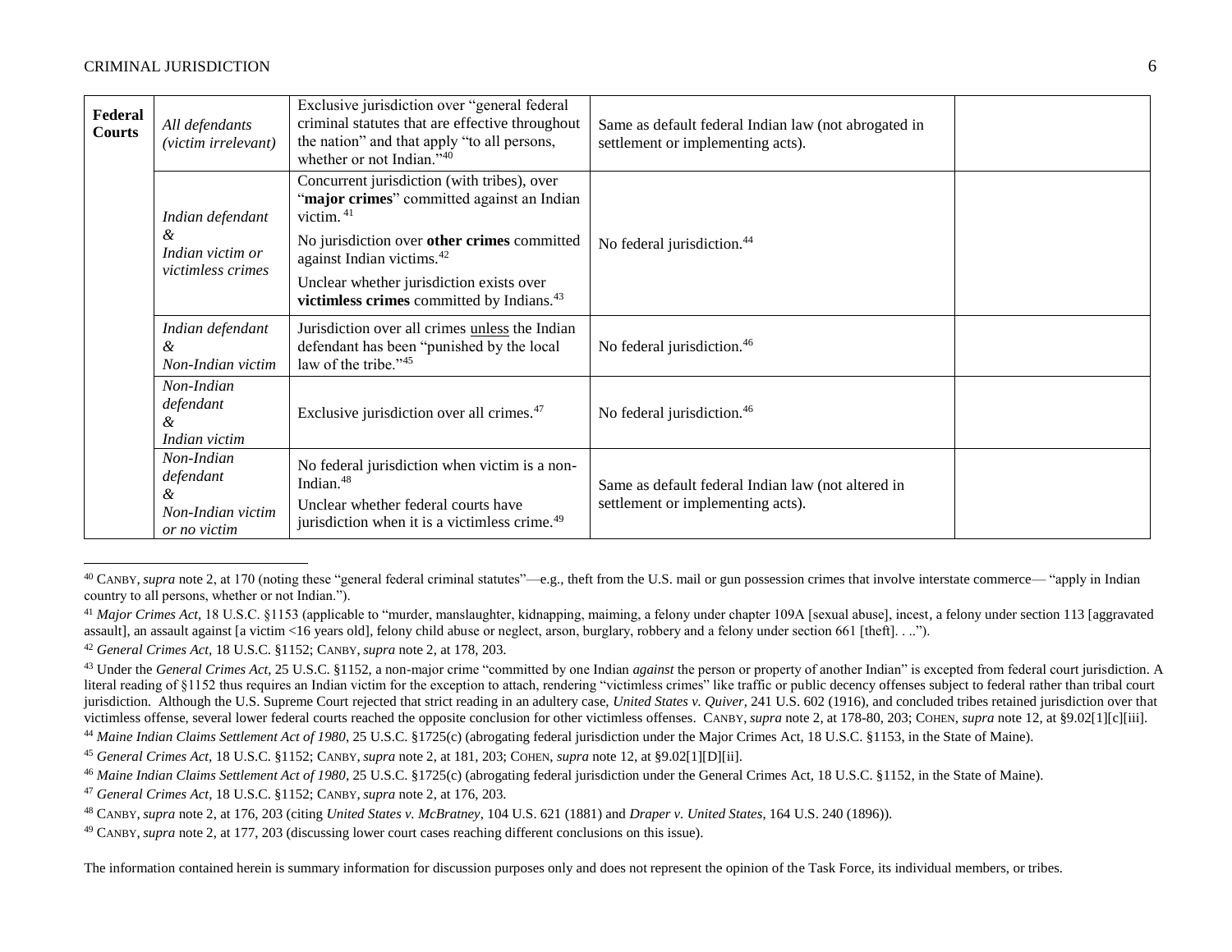| | | | | |
|---|---|---|---|---|
| **Federal Courts** | *All defendants (victim irrelevant)* | Exclusive jurisdiction over "general federal criminal statutes that are effective throughout the nation" and that apply "to all persons, whether or not Indian."[40] | Same as default federal Indian law (not abrogated in settlement or implementing acts). | |
| | *Indian defendant & Indian victim or victimless crimes* | Concurrent jurisdiction (with tribes), over "**major crimes**" committed against an Indian victim.[41] No jurisdiction over **other crimes** committed against Indian victims.[42] Unclear whether jurisdiction exists over **victimless crimes** committed by Indians.[43] | No federal jurisdiction.[44] | |
| | *Indian defendant & Non-Indian victim* | Jurisdiction over all crimes unless the Indian defendant has been "punished by the local law of the tribe."[45] | No federal jurisdiction.[46] | |
| | *Non-Indian defendant & Indian victim* | Exclusive jurisdiction over all crimes.[47] | No federal jurisdiction.[46] | |
| | *Non-Indian defendant & Non-Indian victim or no victim* | No federal jurisdiction when victim is a non-Indian.[48] Unclear whether federal courts have jurisdiction when it is a victimless crime.[49] | Same as default federal Indian law (not altered in settlement or implementing acts). | |

[40] CANBY, *supra* note 2, at 170 (noting these "general federal criminal statutes"—e.g., theft from the U.S. mail or gun possession crimes that involve interstate commerce— "apply in Indian country to all persons, whether or not Indian.").

[41] *Major Crimes Act*, 18 U.S.C. §1153 (applicable to "murder, manslaughter, kidnapping, maiming, a felony under chapter 109A [sexual abuse], incest, a felony under section 113 [aggravated assault], an assault against [a victim <16 years old], felony child abuse or neglect, arson, burglary, robbery and a felony under section 661 [theft]. . ..").

[42] *General Crimes Act*, 18 U.S.C. §1152; CANBY, *supra* note 2, at 178, 203.

[43] Under the *General Crimes Act*, 25 U.S.C. §1152, a non-major crime "committed by one Indian *against* the person or property of another Indian" is excepted from federal court jurisdiction. A literal reading of §1152 thus requires an Indian victim for the exception to attach, rendering "victimless crimes" like traffic or public decency offenses subject to federal rather than tribal court jurisdiction. Although the U.S. Supreme Court rejected that strict reading in an adultery case, *United States v. Quiver*, 241 U.S. 602 (1916), and concluded tribes retained jurisdiction over that victimless offense, several lower federal courts reached the opposite conclusion for other victimless offenses. CANBY, *supra* note 2, at 178-80, 203; COHEN, *supra* note 12, at §9.02[1][c][iii].

[44] *Maine Indian Claims Settlement Act of 1980*, 25 U.S.C. §1725(c) (abrogating federal jurisdiction under the Major Crimes Act, 18 U.S.C. §1153, in the State of Maine).

[45] *General Crimes Act*, 18 U.S.C. §1152; CANBY, *supra* note 2, at 181, 203; COHEN, *supra* note 12, at §9.02[1][D][ii].

[46] *Maine Indian Claims Settlement Act of 1980*, 25 U.S.C. §1725(c) (abrogating federal jurisdiction under the General Crimes Act, 18 U.S.C. §1152, in the State of Maine).

[47] *General Crimes Act*, 18 U.S.C. §1152; CANBY, *supra* note 2, at 176, 203.

[48] CANBY, *supra* note 2, at 176, 203 (citing *United States v. McBratney*, 104 U.S. 621 (1881) and *Draper v. United States*, 164 U.S. 240 (1896)).

[49] CANBY, *supra* note 2, at 177, 203 (discussing lower court cases reaching different conclusions on this issue).

The information contained herein is summary information for discussion purposes only and does not represent the opinion of the Task Force, its individual members, or tribes.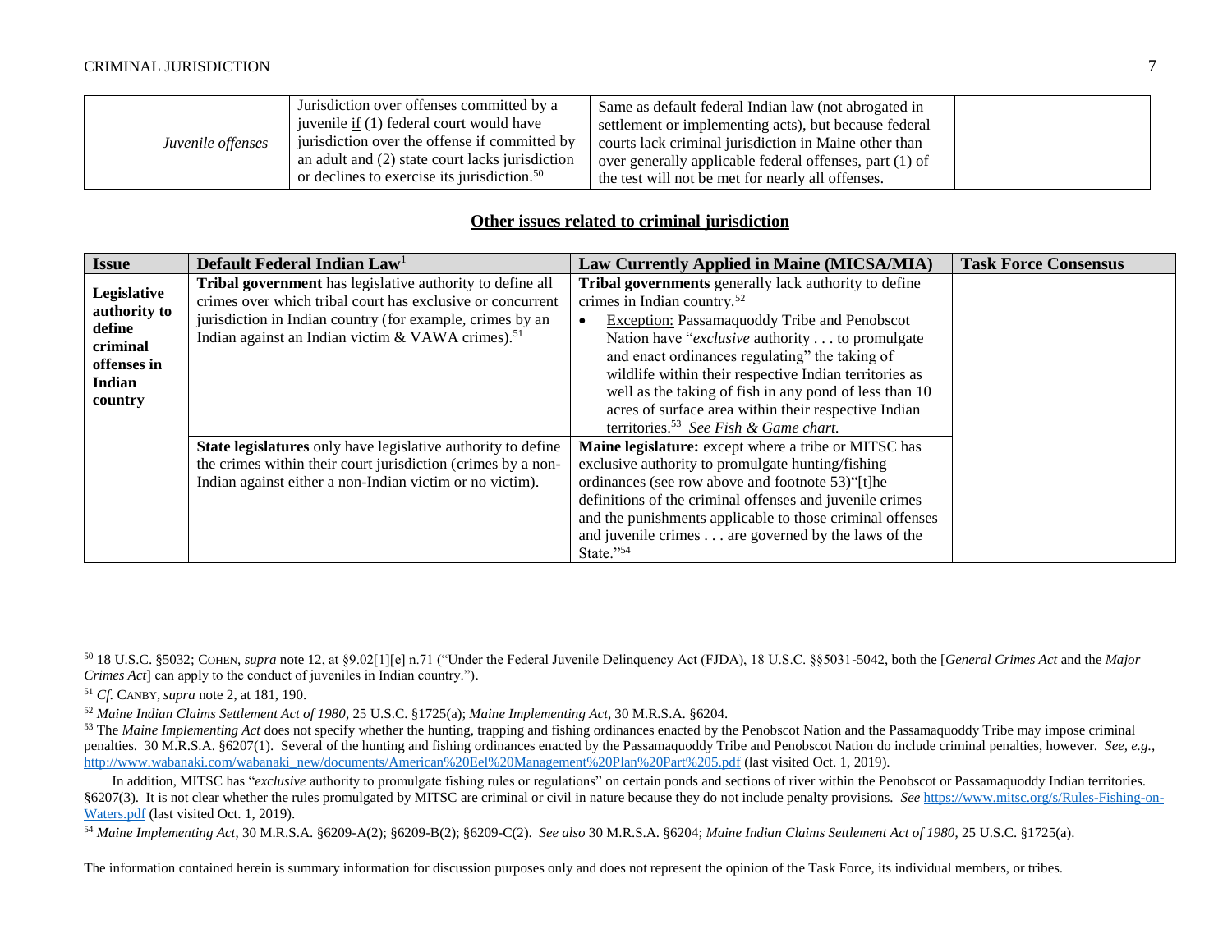| | *Juvenile offenses* | Jurisdiction over offenses committed by a juvenile *if* (1) federal court would have jurisdiction over the offense if committed by an adult and (2) state court lacks jurisdiction or declines to exercise its jurisdiction.[50] | Same as default federal Indian law (not abrogated in settlement or implementing acts), but because federal courts lack criminal jurisdiction in Maine other than over generally applicable federal offenses, part (1) of the test will not be met for nearly all offenses. | |
|---|---|---|---|---|

## Other issues related to criminal jurisdiction

| Issue | Default Federal Indian Law[1] | Law Currently Applied in Maine (MICSA/MIA) | Task Force Consensus |
|---|---|---|---|
| **Legislative authority to define criminal offenses in Indian country** | **Tribal government** has legislative authority to define all crimes over which tribal court has exclusive or concurrent jurisdiction in Indian country (for example, crimes by an Indian against an Indian victim & VAWA crimes).[51] | **Tribal governments** generally lack authority to define crimes in Indian country.[52]<br>• Exception: Passamaquoddy Tribe and Penobscot Nation have "*exclusive* authority . . . to promulgate and enact ordinances regulating" the taking of wildlife within their respective Indian territories as well as the taking of fish in any pond of less than 10 acres of surface area within their respective Indian territories.[53] *See Fish & Game chart.* | |
| | **State legislatures** only have legislative authority to define the crimes within their court jurisdiction (crimes by a non-Indian against either a non-Indian victim or no victim). | **Maine legislature:** except where a tribe or MITSC has exclusive authority to promulgate hunting/fishing ordinances (see row above and footnote 53)"[t]he definitions of the criminal offenses and juvenile crimes and the punishments applicable to those criminal offenses and juvenile crimes . . . are governed by the laws of the State."[54] | |

---

[50] 18 U.S.C. §5032; COHEN, *supra* note 12, at §9.02[1][e] n.71 ("Under the Federal Juvenile Delinquency Act (FJDA), 18 U.S.C. §§5031-5042, both the [*General Crimes Act* and the *Major Crimes Act*] can apply to the conduct of juveniles in Indian country.").

[51] *Cf.* CANBY, *supra* note 2, at 181, 190.

[52] *Maine Indian Claims Settlement Act of 1980*, 25 U.S.C. §1725(a); *Maine Implementing Act*, 30 M.R.S.A. §6204.

[53] The *Maine Implementing Act* does not specify whether the hunting, trapping and fishing ordinances enacted by the Penobscot Nation and the Passamaquoddy Tribe may impose criminal penalties. 30 M.R.S.A. §6207(1). Several of the hunting and fishing ordinances enacted by the Passamaquoddy Tribe and Penobscot Nation do include criminal penalties, however. *See, e.g.*, http://www.wabanaki.com/wabanaki_new/documents/American%20Eel%20Management%20Plan%20Part%205.pdf (last visited Oct. 1, 2019).

In addition, MITSC has "*exclusive* authority to promulgate fishing rules or regulations" on certain ponds and sections of river within the Penobscot or Passamaquoddy Indian territories. §6207(3). It is not clear whether the rules promulgated by MITSC are criminal or civil in nature because they do not include penalty provisions. *See* https://www.mitsc.org/s/Rules-Fishing-on-Waters.pdf (last visited Oct. 1, 2019).

[54] *Maine Implementing Act*, 30 M.R.S.A. §6209-A(2); §6209-B(2); §6209-C(2). *See also* 30 M.R.S.A. §6204; *Maine Indian Claims Settlement Act of 1980*, 25 U.S.C. §1725(a).

The information contained herein is summary information for discussion purposes only and does not represent the opinion of the Task Force, its individual members, or tribes.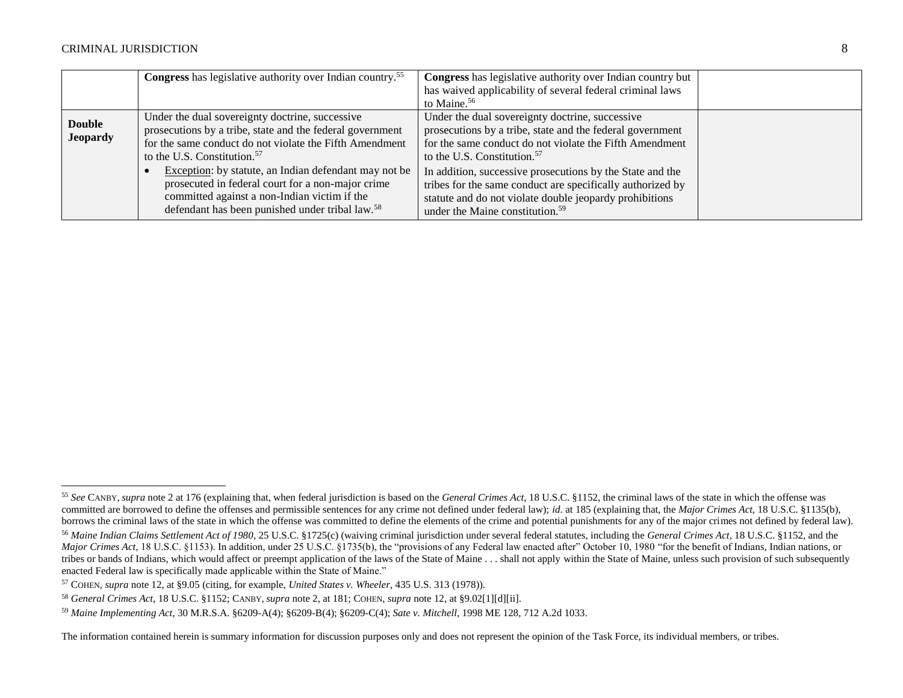| | | | |
|---|---|---|---|
| | **Congress** has legislative authority over Indian country.[55] | **Congress** has legislative authority over Indian country but has waived applicability of several federal criminal laws to Maine.[56] | |
| **Double Jeopardy** | Under the dual sovereignty doctrine, successive prosecutions by a tribe, state and the federal government for the same conduct do not violate the Fifth Amendment to the U.S. Constitution.[57] <br>• Exception: by statute, an Indian defendant may not be prosecuted in federal court for a non-major crime committed against a non-Indian victim if the defendant has been punished under tribal law.[58] | Under the dual sovereignty doctrine, successive prosecutions by a tribe, state and the federal government for the same conduct do not violate the Fifth Amendment to the U.S. Constitution.[57] <br>In addition, successive prosecutions by the State and the tribes for the same conduct are specifically authorized by statute and do not violate double jeopardy prohibitions under the Maine constitution.[59] | |

---

[55] *See* CANBY, *supra* note 2 at 176 (explaining that, when federal jurisdiction is based on the *General Crimes Act*, 18 U.S.C. §1152, the criminal laws of the state in which the offense was committed are borrowed to define the offenses and permissible sentences for any crime not defined under federal law); *id.* at 185 (explaining that, the *Major Crimes Act*, 18 U.S.C. §1135(b), borrows the criminal laws of the state in which the offense was committed to define the elements of the crime and potential punishments for any of the major crimes not defined by federal law).

[56] *Maine Indian Claims Settlement Act of 1980*, 25 U.S.C. §1725(c) (waiving criminal jurisdiction under several federal statutes, including the *General Crimes Act*, 18 U.S.C. §1152, and the *Major Crimes Act*, 18 U.S.C. §1153). In addition, under 25 U.S.C. §1735(b), the "provisions of any Federal law enacted after" October 10, 1980 "for the benefit of Indians, Indian nations, or tribes or bands of Indians, which would affect or preempt application of the laws of the State of Maine . . . shall not apply within the State of Maine, unless such provision of such subsequently enacted Federal law is specifically made applicable within the State of Maine."

[57] COHEN, *supra* note 12, at §9.05 (citing, for example, *United States v. Wheeler*, 435 U.S. 313 (1978)).

[58] *General Crimes Act*, 18 U.S.C. §1152; CANBY, *supra* note 2, at 181; COHEN, *supra* note 12, at §9.02[1][d][ii].

[59] *Maine Implementing Act*, 30 M.R.S.A. §6209-A(4); §6209-B(4); §6209-C(4); *Sate v. Mitchell*, 1998 ME 128, 712 A.2d 1033.

The information contained herein is summary information for discussion purposes only and does not represent the opinion of the Task Force, its individual members, or tribes.